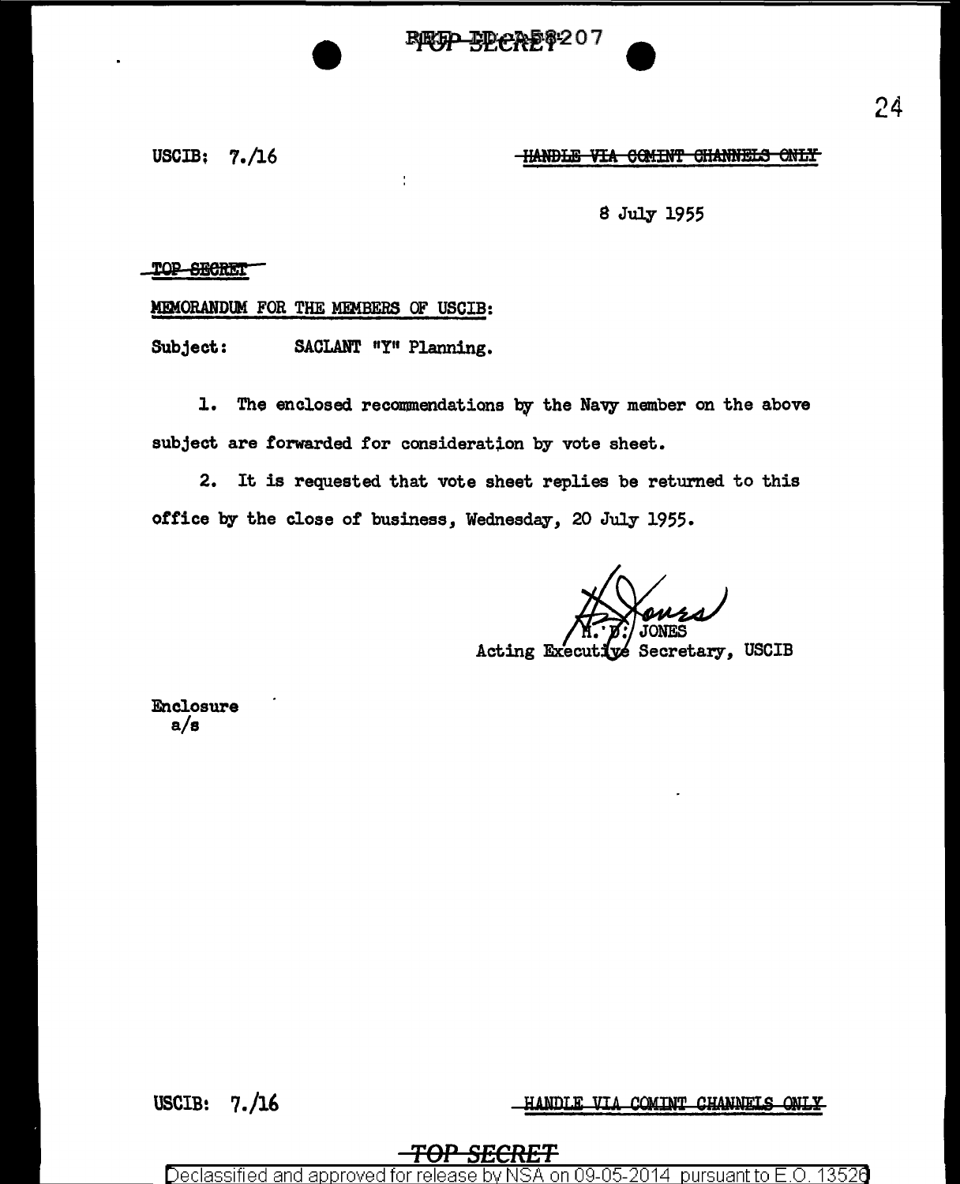USCIB: 7./16

HANDLE VIA COMINT CHANNELS ONLY

8 July 1955

TOP SECRET

MEMORANDUM FOR THE MEMBERS OF USCIB:

Subject: SACLANT "Y" Planning.

1. The enclosed recommendations by the Navy member on the above subject are forwarded for consideration by vote sheet.

2. It is requested that vote sheet replies be returned to this office by the close of business, Wednesday, 20 July 1955.

H. D. JONES
Acting Executive Secretary, USCIB

Enclosure
a/s

USCIB: 7./16

HANDLE VIA COMINT CHANNELS ONLY

TOP SECRET

Declassified and approved for release by NSA on 09-05-2014 pursuant to E.O. 13526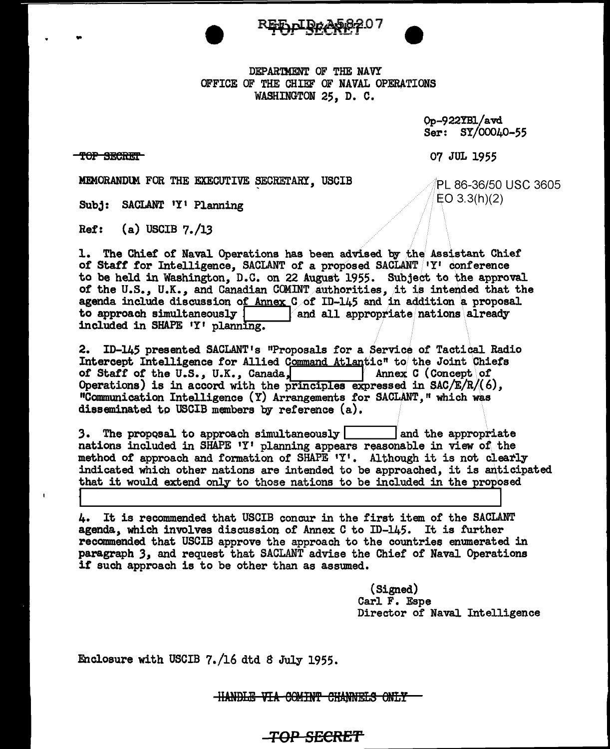REF ID:A58207

TOP SECRET

DEPARTMENT OF THE NAVY
OFFICE OF THE CHIEF OF NAVAL OPERATIONS
WASHINGTON 25, D. C.

Op-922YB1/avd
Ser: SY/00040-55

~~TOP SECRET~~

07 JUL 1955

MEMORANDUM FOR THE EXECUTIVE SECRETARY, USCIB

PL 86-36/50 USC 3605
EO 3.3(h)(2)

Subj: SACLANT 'Y' Planning

Ref: (a) USCIB 7./13

1. The Chief of Naval Operations has been advised by the Assistant Chief of Staff for Intelligence, SACLANT of a proposed SACLANT 'Y' conference to be held in Washington, D.C. on 22 August 1955. Subject to the approval of the U.S., U.K., and Canadian COMINT authorities, it is intended that the agenda include discussion of Annex C of ID-145 and in addition a proposal to approach simultaneously [ ] and all appropriate nations already included in SHAPE 'Y' planning.

2. ID-145 presented SACLANT's "Proposals for a Service of Tactical Radio Intercept Intelligence for Allied Command Atlantic" to the Joint Chiefs of Staff of the U.S., U.K., Canada, [ ] Annex C (Concept of Operations) is in accord with the principles expressed in SAC/E/R/(6), "Communication Intelligence (Y) Arrangements for SACLANT," which was disseminated to USCIB members by reference (a).

3. The proposal to approach simultaneously [ ] and the appropriate nations included in SHAPE 'Y' planning appears reasonable in view of the method of approach and formation of SHAPE 'Y'. Although it is not clearly indicated which other nations are intended to be approached, it is anticipated that it would extend only to those nations to be included in the proposed [ ]

4. It is recommended that USCIB concur in the first item of the SACLANT agenda, which involves discussion of Annex C to ID-145. It is further recommended that USCIB approve the approach to the countries enumerated in paragraph 3, and request that SACLANT advise the Chief of Naval Operations if such approach is to be other than as assumed.

(Signed)
Carl F. Espe
Director of Naval Intelligence

Enclosure with USCIB 7./16 dtd 8 July 1955.

~~HANDLE VIA COMINT CHANNELS ONLY~~

~~TOP SECRET~~